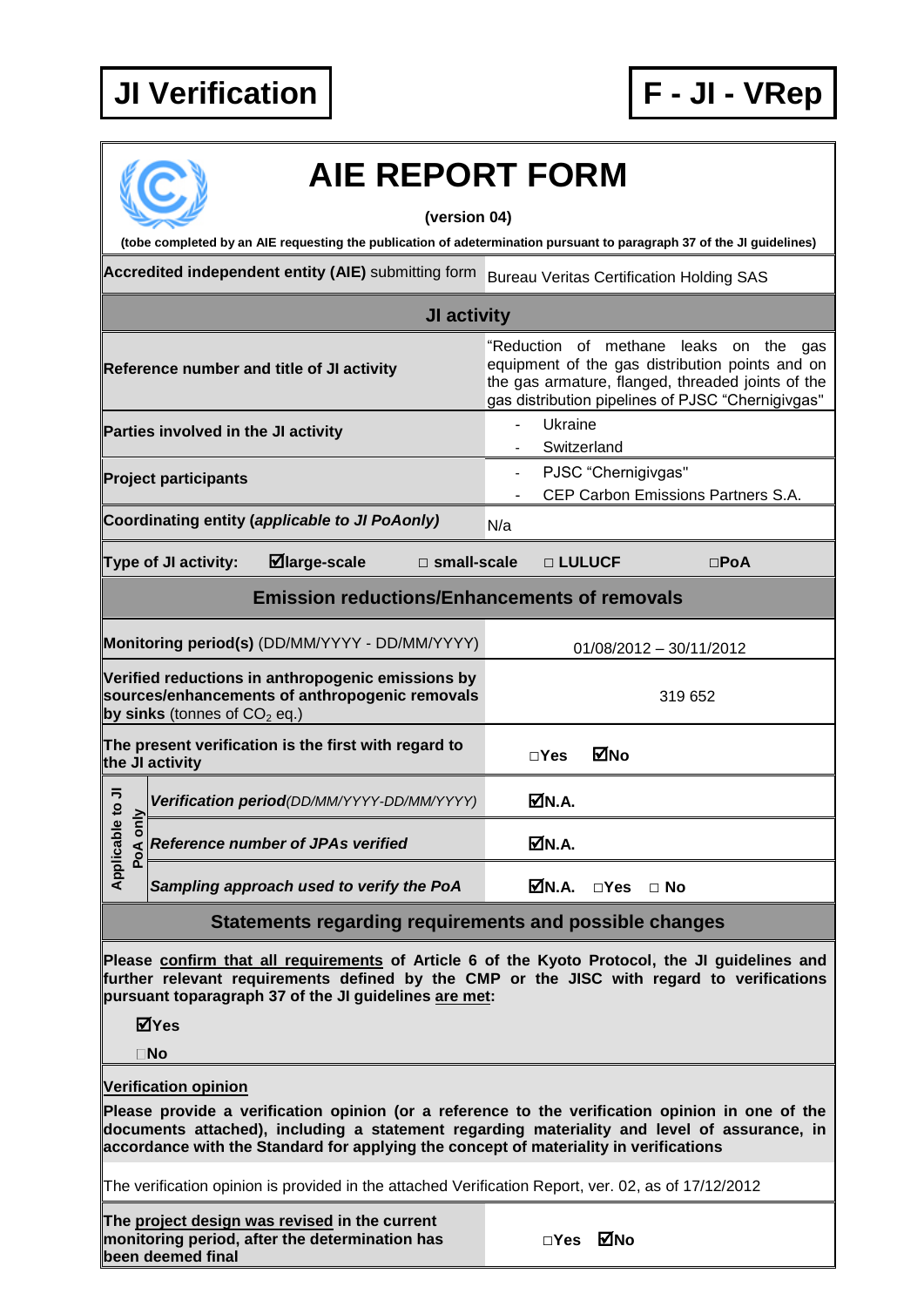**JI Verification** | **F - JI - VRep**

# AIE REPORT FORM

**(version 04)**

**(tobe completed by an AIE requesting the publication of adetermination pursuant to paragraph 37 of the JI guidelines)**

| **Accredited independent entity (AIE)** submitting form | Bureau Veritas Certification Holding SAS |
|---|---|
| **JI activity** | |
| **Reference number and title of JI activity** | "Reduction of methane leaks on the gas equipment of the gas distribution points and on the gas armature, flanged, threaded joints of the gas distribution pipelines of PJSC "Chernigivgas" |
| **Parties involved in the JI activity** | - Ukraine<br>- Switzerland |
| **Project participants** | - PJSC "Chernigivgas"<br>- CEP Carbon Emissions Partners S.A. |
| **Coordinating entity (*applicable to JI PoAonly*)** | N/a |
| **Type of JI activity:** ☑**large-scale** □ **small-scale** | □ **LULUCF** □**PoA** |
| **Emission reductions/Enhancements of removals** | |
| **Monitoring period(s)** (DD/MM/YYYY - DD/MM/YYYY) | 01/08/2012 – 30/11/2012 |
| **Verified reductions in anthropogenic emissions by sources/enhancements of anthropogenic removals by sinks** (tonnes of $CO_2$ eq.) | 319 652 |
| **The present verification is the first with regard to the JI activity** | □**Yes** ☑**No** |
| Applicable to JI PoA only: ***Verification period****(DD/MM/YYYY-DD/MM/YYYY)* | ☑**N.A.** |
| Applicable to JI PoA only: ***Reference number of JPAs verified*** | ☑**N.A.** |
| Applicable to JI PoA only: ***Sampling approach used to verify the PoA*** | ☑**N.A.** □**Yes** □ **No** |

## Statements regarding requirements and possible changes

**Please confirm that all requirements of Article 6 of the Kyoto Protocol, the JI guidelines and further relevant requirements defined by the CMP or the JISC with regard to verifications pursuant toparagraph 37 of the JI guidelines are met:**

☑**Yes**

□**No**

**Verification opinion**

**Please provide a verification opinion (or a reference to the verification opinion in one of the documents attached), including a statement regarding materiality and level of assurance, in accordance with the Standard for applying the concept of materiality in verifications**

The verification opinion is provided in the attached Verification Report, ver. 02, as of 17/12/2012

| **The project design was revised in the current monitoring period, after the determination has been deemed final** | □**Yes** ☑**No** |
|---|---|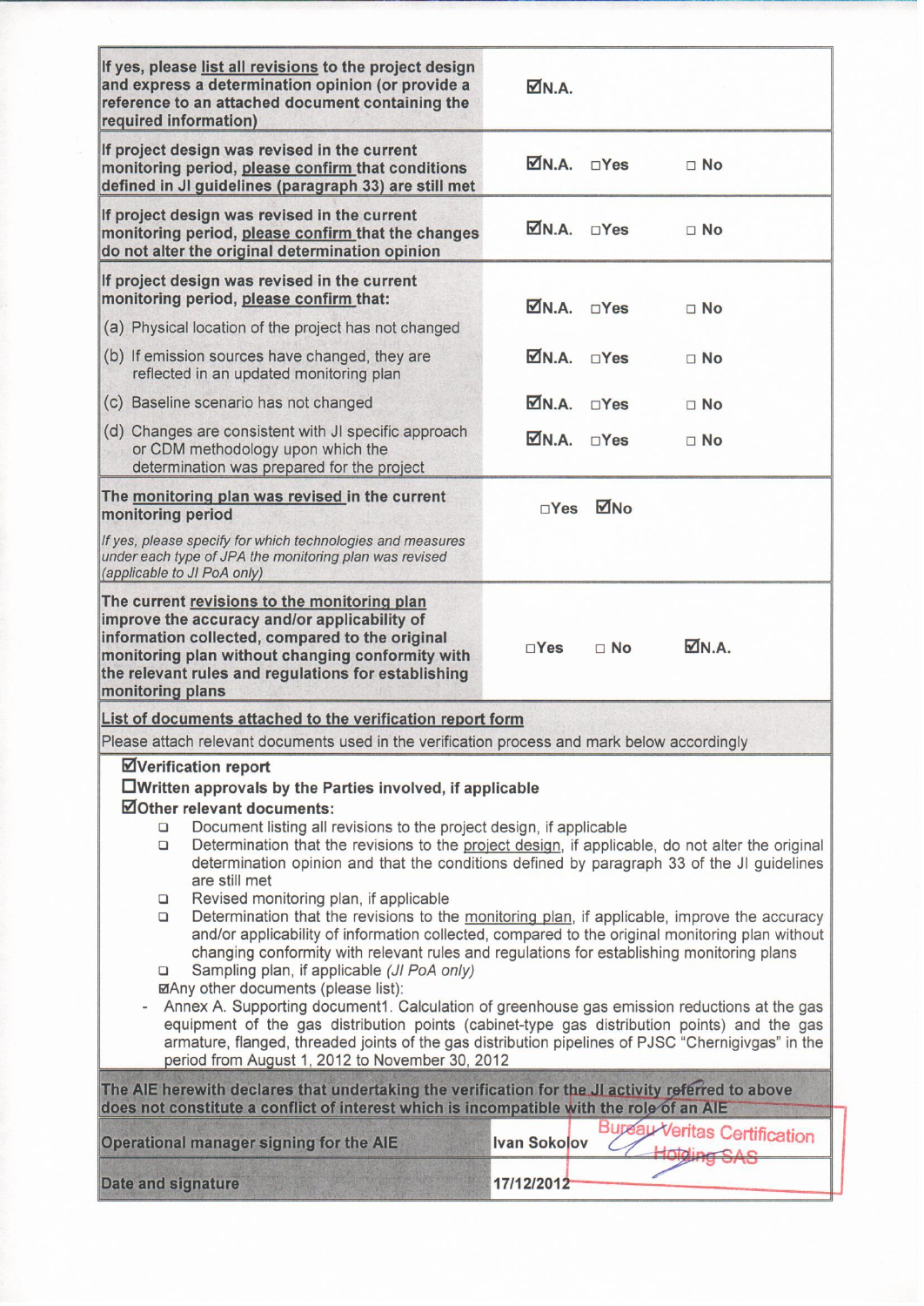| | |
|---|---|
| **If yes, please list all revisions to the project design and express a determination opinion (or provide a reference to an attached document containing the required information)** | ☑N.A. |
| **If project design was revised in the current monitoring period, please confirm that conditions defined in JI guidelines (paragraph 33) are still met** | ☑N.A. □Yes □ No |
| **If project design was revised in the current monitoring period, please confirm that the changes do not alter the original determination opinion** | ☑N.A. □Yes □ No |
| **If project design was revised in the current monitoring period, please confirm that:**<br>(a) Physical location of the project has not changed | ☑N.A. □Yes □ No |
| (b) If emission sources have changed, they are reflected in an updated monitoring plan | ☑N.A. □Yes □ No |
| (c) Baseline scenario has not changed | ☑N.A. □Yes □ No |
| (d) Changes are consistent with JI specific approach or CDM methodology upon which the determination was prepared for the project | ☑N.A. □Yes □ No |
| **The monitoring plan was revised in the current monitoring period**<br>*If yes, please specify for which technologies and measures under each type of JPA the monitoring plan was revised (applicable to JI PoA only)* | □Yes ☑No |
| **The current revisions to the monitoring plan improve the accuracy and/or applicability of information collected, compared to the original monitoring plan without changing conformity with the relevant rules and regulations for establishing monitoring plans** | □Yes □ No ☑N.A. |

**List of documents attached to the verification report form**

Please attach relevant documents used in the verification process and mark below accordingly

☑**Verification report**

☐**Written approvals by the Parties involved, if applicable**

☑**Other relevant documents:**

- ❑ Document listing all revisions to the project design, if applicable
- ❑ Determination that the revisions to the project design, if applicable, do not alter the original determination opinion and that the conditions defined by paragraph 33 of the JI guidelines are still met
- ❑ Revised monitoring plan, if applicable
- ❑ Determination that the revisions to the monitoring plan, if applicable, improve the accuracy and/or applicability of information collected, compared to the original monitoring plan without changing conformity with relevant rules and regulations for establishing monitoring plans
- ❑ Sampling plan, if applicable *(JI PoA only)*
- ☑Any other documents (please list):
  - Annex A. Supporting document1. Calculation of greenhouse gas emission reductions at the gas equipment of the gas distribution points (cabinet-type gas distribution points) and the gas armature, flanged, threaded joints of the gas distribution pipelines of PJSC "Chernigivgas" in the period from August 1, 2012 to November 30, 2012

**The AIE herewith declares that undertaking the verification for the JI activity referred to above does not constitute a conflict of interest which is incompatible with the role of an AIE**

| | |
|---|---|
| **Operational manager signing for the AIE** | Ivan Sokolov |
| **Date and signature** | 17/12/2012 |

Bureau Veritas Certification Holding SAS